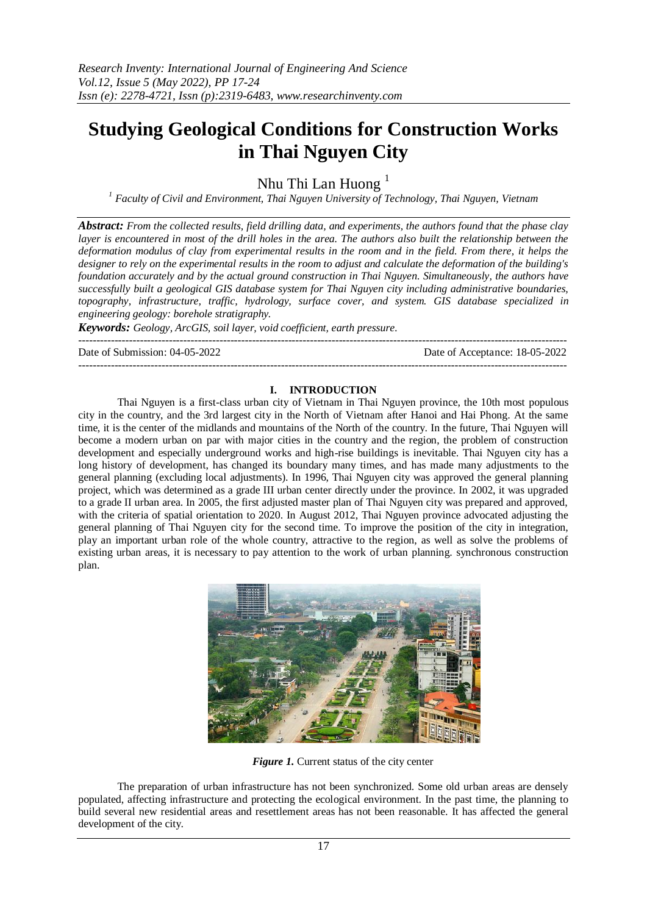# Studying Geological Conditions for Construction Works in Thai Nguyen City

Nhu Thi Lan Huong [1]

[1] Faculty of Civil and Environment, Thai Nguyen University of Technology, Thai Nguyen, Vietnam

***Abstract:*** *From the collected results, field drilling data, and experiments, the authors found that the phase clay layer is encountered in most of the drill holes in the area. The authors also built the relationship between the deformation modulus of clay from experimental results in the room and in the field. From there, it helps the designer to rely on the experimental results in the room to adjust and calculate the deformation of the building's foundation accurately and by the actual ground construction in Thai Nguyen. Simultaneously, the authors have successfully built a geological GIS database system for Thai Nguyen city including administrative boundaries, topography, infrastructure, traffic, hydrology, surface cover, and system. GIS database specialized in engineering geology: borehole stratigraphy.*

***Keywords:*** *Geology, ArcGIS, soil layer, void coefficient, earth pressure.*

---

Date of Submission: 04-05-2022 Date of Acceptance: 18-05-2022

---

## I. INTRODUCTION

Thai Nguyen is a first-class urban city of Vietnam in Thai Nguyen province, the 10th most populous city in the country, and the 3rd largest city in the North of Vietnam after Hanoi and Hai Phong. At the same time, it is the center of the midlands and mountains of the North of the country. In the future, Thai Nguyen will become a modern urban on par with major cities in the country and the region, the problem of construction development and especially underground works and high-rise buildings is inevitable. Thai Nguyen city has a long history of development, has changed its boundary many times, and has made many adjustments to the general planning (excluding local adjustments). In 1996, Thai Nguyen city was approved the general planning project, which was determined as a grade III urban center directly under the province. In 2002, it was upgraded to a grade II urban area. In 2005, the first adjusted master plan of Thai Nguyen city was prepared and approved, with the criteria of spatial orientation to 2020. In August 2012, Thai Nguyen province advocated adjusting the general planning of Thai Nguyen city for the second time. To improve the position of the city in integration, play an important urban role of the whole country, attractive to the region, as well as solve the problems of existing urban areas, it is necessary to pay attention to the work of urban planning. synchronous construction plan.

***Figure 1.*** Current status of the city center

The preparation of urban infrastructure has not been synchronized. Some old urban areas are densely populated, affecting infrastructure and protecting the ecological environment. In the past time, the planning to build several new residential areas and resettlement areas has not been reasonable. It has affected the general development of the city.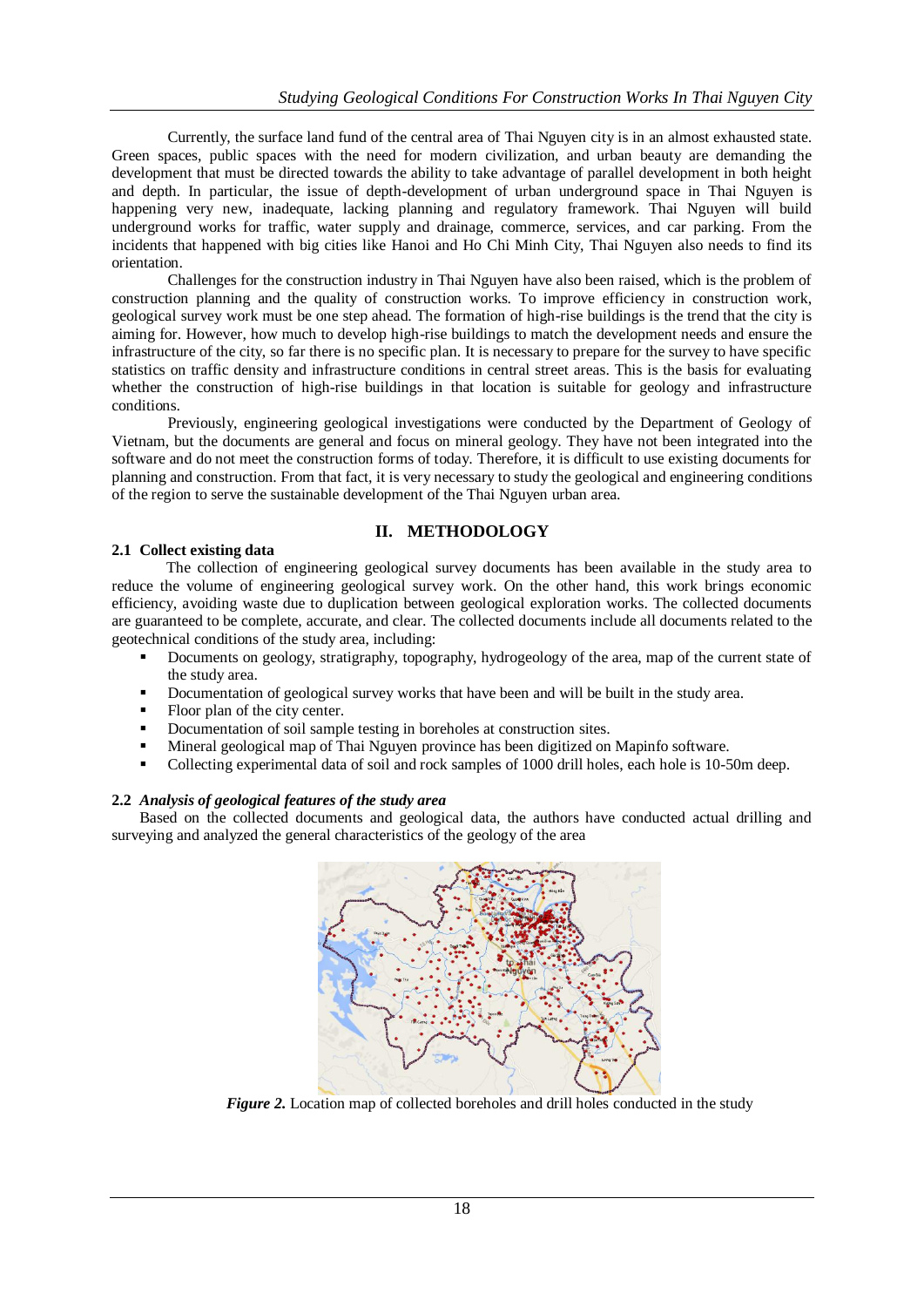Currently, the surface land fund of the central area of Thai Nguyen city is in an almost exhausted state. Green spaces, public spaces with the need for modern civilization, and urban beauty are demanding the development that must be directed towards the ability to take advantage of parallel development in both height and depth. In particular, the issue of depth-development of urban underground space in Thai Nguyen is happening very new, inadequate, lacking planning and regulatory framework. Thai Nguyen will build underground works for traffic, water supply and drainage, commerce, services, and car parking. From the incidents that happened with big cities like Hanoi and Ho Chi Minh City, Thai Nguyen also needs to find its orientation.

Challenges for the construction industry in Thai Nguyen have also been raised, which is the problem of construction planning and the quality of construction works. To improve efficiency in construction work, geological survey work must be one step ahead. The formation of high-rise buildings is the trend that the city is aiming for. However, how much to develop high-rise buildings to match the development needs and ensure the infrastructure of the city, so far there is no specific plan. It is necessary to prepare for the survey to have specific statistics on traffic density and infrastructure conditions in central street areas. This is the basis for evaluating whether the construction of high-rise buildings in that location is suitable for geology and infrastructure conditions.

Previously, engineering geological investigations were conducted by the Department of Geology of Vietnam, but the documents are general and focus on mineral geology. They have not been integrated into the software and do not meet the construction forms of today. Therefore, it is difficult to use existing documents for planning and construction. From that fact, it is very necessary to study the geological and engineering conditions of the region to serve the sustainable development of the Thai Nguyen urban area.

## II. METHODOLOGY

### 2.1 Collect existing data

The collection of engineering geological survey documents has been available in the study area to reduce the volume of engineering geological survey work. On the other hand, this work brings economic efficiency, avoiding waste due to duplication between geological exploration works. The collected documents are guaranteed to be complete, accurate, and clear. The collected documents include all documents related to the geotechnical conditions of the study area, including:

- Documents on geology, stratigraphy, topography, hydrogeology of the area, map of the current state of the study area.
- Documentation of geological survey works that have been and will be built in the study area.
- Floor plan of the city center.
- Documentation of soil sample testing in boreholes at construction sites.
- Mineral geological map of Thai Nguyen province has been digitized on Mapinfo software.
- Collecting experimental data of soil and rock samples of 1000 drill holes, each hole is 10-50m deep.

### 2.2 *Analysis of geological features of the study area*

Based on the collected documents and geological data, the authors have conducted actual drilling and surveying and analyzed the general characteristics of the geology of the area

***Figure 2.*** Location map of collected boreholes and drill holes conducted in the study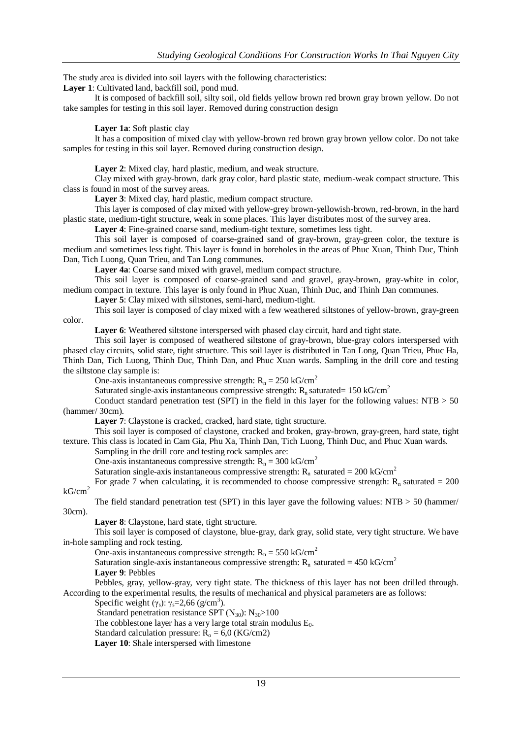The study area is divided into soil layers with the following characteristics:

**Layer 1**: Cultivated land, backfill soil, pond mud.

It is composed of backfill soil, silty soil, old fields yellow brown red brown gray brown yellow. Do not take samples for testing in this soil layer. Removed during construction design

**Layer 1a**: Soft plastic clay

It has a composition of mixed clay with yellow-brown red brown gray brown yellow color. Do not take samples for testing in this soil layer. Removed during construction design.

**Layer 2**: Mixed clay, hard plastic, medium, and weak structure.

Clay mixed with gray-brown, dark gray color, hard plastic state, medium-weak compact structure. This class is found in most of the survey areas.

**Layer 3**: Mixed clay, hard plastic, medium compact structure.

This layer is composed of clay mixed with yellow-grey brown-yellowish-brown, red-brown, in the hard plastic state, medium-tight structure, weak in some places. This layer distributes most of the survey area.

**Layer 4**: Fine-grained coarse sand, medium-tight texture, sometimes less tight.

This soil layer is composed of coarse-grained sand of gray-brown, gray-green color, the texture is medium and sometimes less tight. This layer is found in boreholes in the areas of Phuc Xuan, Thinh Duc, Thinh Dan, Tich Luong, Quan Trieu, and Tan Long communes.

**Layer 4a**: Coarse sand mixed with gravel, medium compact structure.

This soil layer is composed of coarse-grained sand and gravel, gray-brown, gray-white in color, medium compact in texture. This layer is only found in Phuc Xuan, Thinh Duc, and Thinh Dan communes.

**Layer 5**: Clay mixed with siltstones, semi-hard, medium-tight.

This soil layer is composed of clay mixed with a few weathered siltstones of yellow-brown, gray-green color.

**Layer 6**: Weathered siltstone interspersed with phased clay circuit, hard and tight state.

This soil layer is composed of weathered siltstone of gray-brown, blue-gray colors interspersed with phased clay circuits, solid state, tight structure. This soil layer is distributed in Tan Long, Quan Trieu, Phuc Ha, Thinh Dan, Tich Luong, Thinh Duc, Thinh Dan, and Phuc Xuan wards. Sampling in the drill core and testing the siltstone clay sample is:

One-axis instantaneous compressive strength: $R_n = 250$ kG/cm$^2$

Saturated single-axis instantaneous compressive strength: $R_n$ saturated= 150 kG/cm$^2$

Conduct standard penetration test (SPT) in the field in this layer for the following values: NTB > 50 (hammer/ 30cm).

**Layer 7**: Claystone is cracked, cracked, hard state, tight structure.

This soil layer is composed of claystone, cracked and broken, gray-brown, gray-green, hard state, tight texture. This class is located in Cam Gia, Phu Xa, Thinh Dan, Tich Luong, Thinh Duc, and Phuc Xuan wards.

Sampling in the drill core and testing rock samples are:

One-axis instantaneous compressive strength: $R_n = 300$ kG/cm$^2$

Saturation single-axis instantaneous compressive strength: $R_n$ saturated = 200 kG/cm$^2$

For grade 7 when calculating, it is recommended to choose compressive strength: $R_n$ saturated = 200 kG/cm$^2$

The field standard penetration test (SPT) in this layer gave the following values: NTB > 50 (hammer/ 30cm).

**Layer 8**: Claystone, hard state, tight structure.

This soil layer is composed of claystone, blue-gray, dark gray, solid state, very tight structure. We have in-hole sampling and rock testing.

One-axis instantaneous compressive strength: $R_n = 550$ kG/cm$^2$

Saturation single-axis instantaneous compressive strength: $R_n$ saturated = 450 kG/cm$^2$

**Layer 9**: Pebbles

Pebbles, gray, yellow-gray, very tight state. The thickness of this layer has not been drilled through. According to the experimental results, the results of mechanical and physical parameters are as follows:

Specific weight ($\gamma_s$): $\gamma_s$=2,66 (g/cm$^3$).

Standard penetration resistance SPT ($N_{30}$): $N_{30}$>100

The cobblestone layer has a very large total strain modulus $E_0$.

Standard calculation pressure: $R_o$ = 6,0 (KG/cm2)

**Layer 10**: Shale interspersed with limestone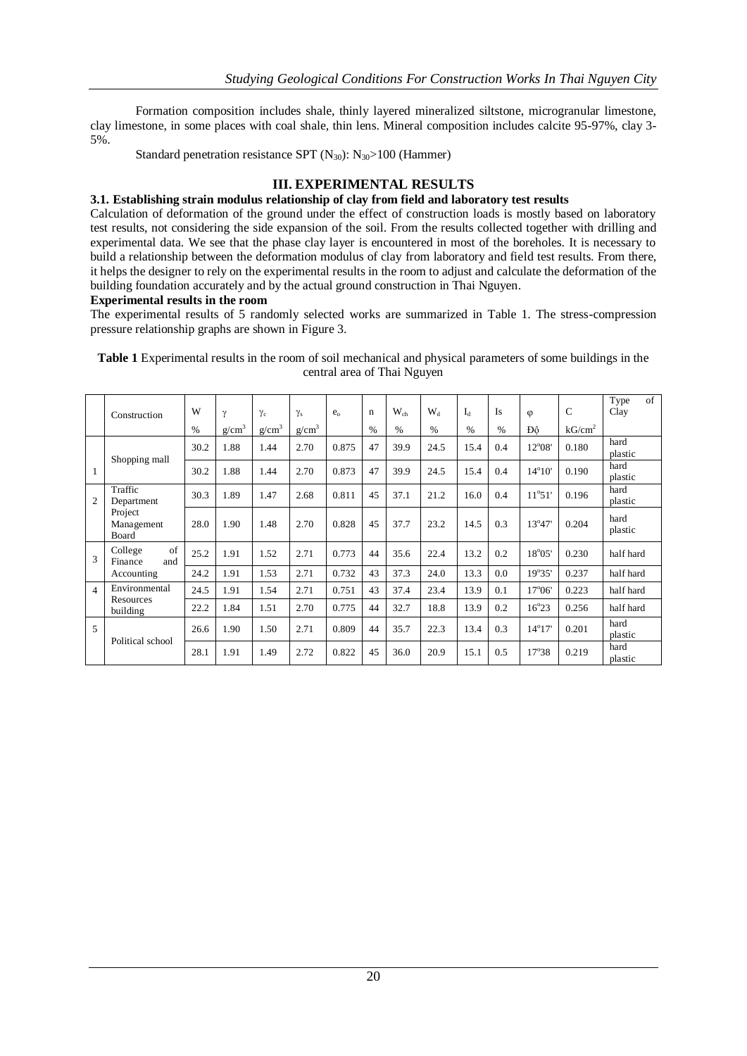Formation composition includes shale, thinly layered mineralized siltstone, microgranular limestone, clay limestone, in some places with coal shale, thin lens. Mineral composition includes calcite 95-97%, clay 3-5%.

Standard penetration resistance SPT ($N_{30}$): $N_{30}$>100 (Hammer)

## III. EXPERIMENTAL RESULTS

### 3.1. Establishing strain modulus relationship of clay from field and laboratory test results

Calculation of deformation of the ground under the effect of construction loads is mostly based on laboratory test results, not considering the side expansion of the soil. From the results collected together with drilling and experimental data. We see that the phase clay layer is encountered in most of the boreholes. It is necessary to build a relationship between the deformation modulus of clay from laboratory and field test results. From there, it helps the designer to rely on the experimental results in the room to adjust and calculate the deformation of the building foundation accurately and by the actual ground construction in Thai Nguyen.

**Experimental results in the room**

The experimental results of 5 randomly selected works are summarized in Table 1. The stress-compression pressure relationship graphs are shown in Figure 3.

**Table 1** Experimental results in the room of soil mechanical and physical parameters of some buildings in the central area of Thai Nguyen

| | Construction | W | $\gamma$ | $\gamma_c$ | $\gamma_s$ | $e_o$ | n | $W_{ch}$ | $W_d$ | $I_d$ | Is | $\varphi$ | C | Type of Clay |
|---|---|---|---|---|---|---|---|---|---|---|---|---|---|---|
| | | % | g/cm$^3$ | g/cm$^3$ | g/cm$^3$ | | % | % | % | % | % | Độ | kG/cm$^2$ | |
| 1 | Shopping mall | 30.2 | 1.88 | 1.44 | 2.70 | 0.875 | 47 | 39.9 | 24.5 | 15.4 | 0.4 | 12$^o$08' | 0.180 | hard plastic |
| | | 30.2 | 1.88 | 1.44 | 2.70 | 0.873 | 47 | 39.9 | 24.5 | 15.4 | 0.4 | 14$^o$10' | 0.190 | hard plastic |
| 2 | Traffic Department Project Management Board | 30.3 | 1.89 | 1.47 | 2.68 | 0.811 | 45 | 37.1 | 21.2 | 16.0 | 0.4 | 11$^o$51' | 0.196 | hard plastic |
| | | 28.0 | 1.90 | 1.48 | 2.70 | 0.828 | 45 | 37.7 | 23.2 | 14.5 | 0.3 | 13$^o$47' | 0.204 | hard plastic |
| 3 | College of Finance and Accounting | 25.2 | 1.91 | 1.52 | 2.71 | 0.773 | 44 | 35.6 | 22.4 | 13.2 | 0.2 | 18$^o$05' | 0.230 | half hard |
| | | 24.2 | 1.91 | 1.53 | 2.71 | 0.732 | 43 | 37.3 | 24.0 | 13.3 | 0.0 | 19$^o$35' | 0.237 | half hard |
| 4 | Environmental Resources building | 24.5 | 1.91 | 1.54 | 2.71 | 0.751 | 43 | 37.4 | 23.4 | 13.9 | 0.1 | 17$^o$06' | 0.223 | half hard |
| | | 22.2 | 1.84 | 1.51 | 2.70 | 0.775 | 44 | 32.7 | 18.8 | 13.9 | 0.2 | 16$^o$23 | 0.256 | half hard |
| 5 | Political school | 26.6 | 1.90 | 1.50 | 2.71 | 0.809 | 44 | 35.7 | 22.3 | 13.4 | 0.3 | 14$^o$17' | 0.201 | hard plastic |
| | | 28.1 | 1.91 | 1.49 | 2.72 | 0.822 | 45 | 36.0 | 20.9 | 15.1 | 0.5 | 17$^o$38 | 0.219 | hard plastic |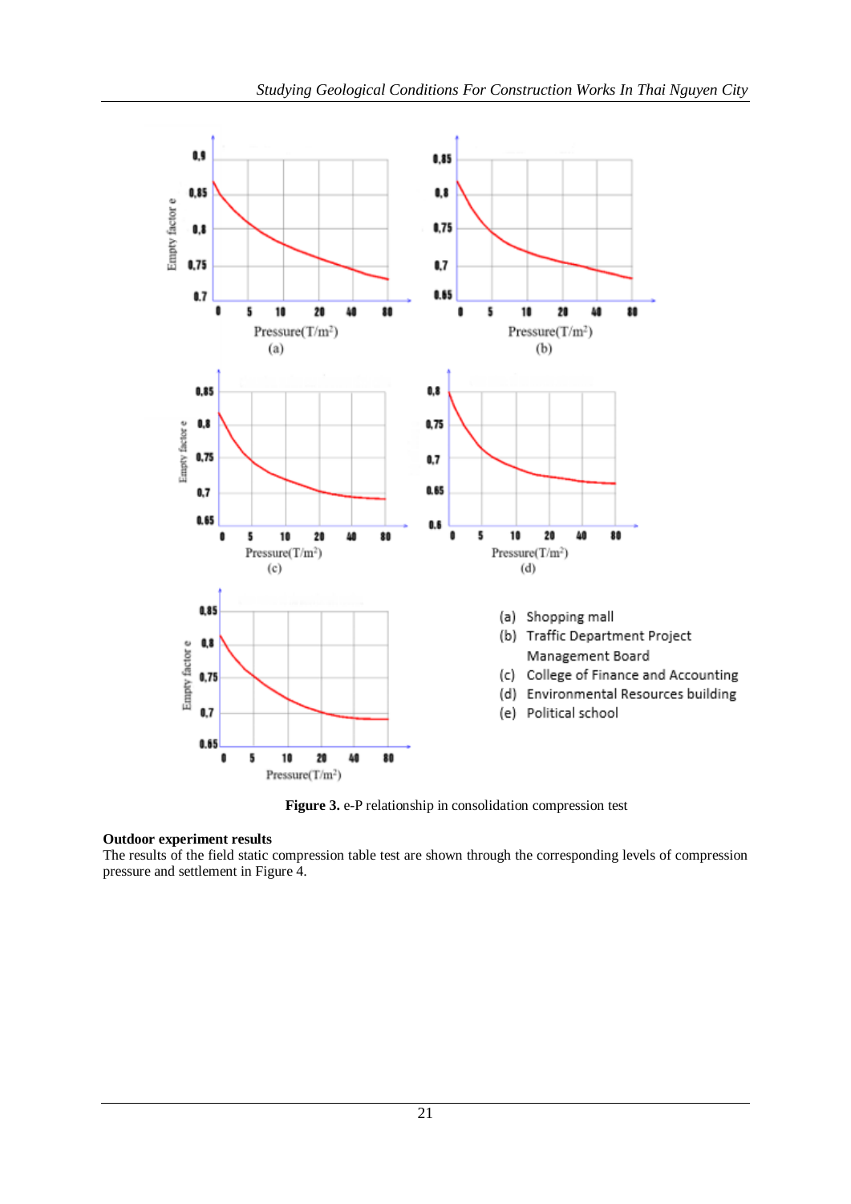**Figure 3.** e-P relationship in consolidation compression test

**Outdoor experiment results**

The results of the field static compression table test are shown through the corresponding levels of compression pressure and settlement in Figure 4.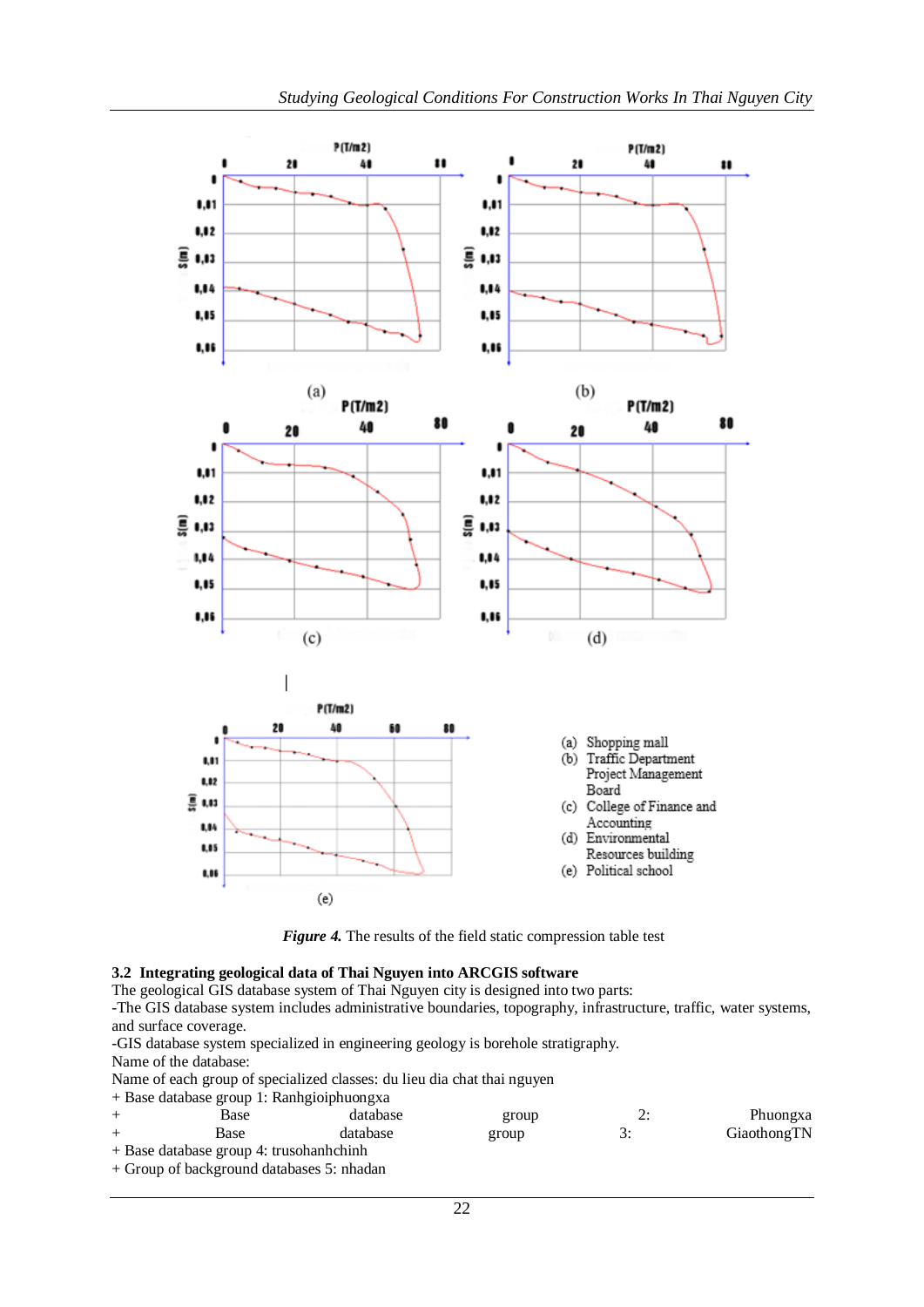(a) Shopping mall
(b) Traffic Department Project Management Board
(c) College of Finance and Accounting
(d) Environmental Resources building
(e) Political school

***Figure 4.*** The results of the field static compression table test

### 3.2 Integrating geological data of Thai Nguyen into ARCGIS software

The geological GIS database system of Thai Nguyen city is designed into two parts:

-The GIS database system includes administrative boundaries, topography, infrastructure, traffic, water systems, and surface coverage.

-GIS database system specialized in engineering geology is borehole stratigraphy.

Name of the database:

Name of each group of specialized classes: du lieu dia chat thai nguyen

+ Base database group 1: Ranhgioiphuongxa
+ Base database group 2: Phuongxa
+ Base database group 3: GiaothongTN
+ Base database group 4: trusohanhchinh
+ Group of background databases 5: nhadan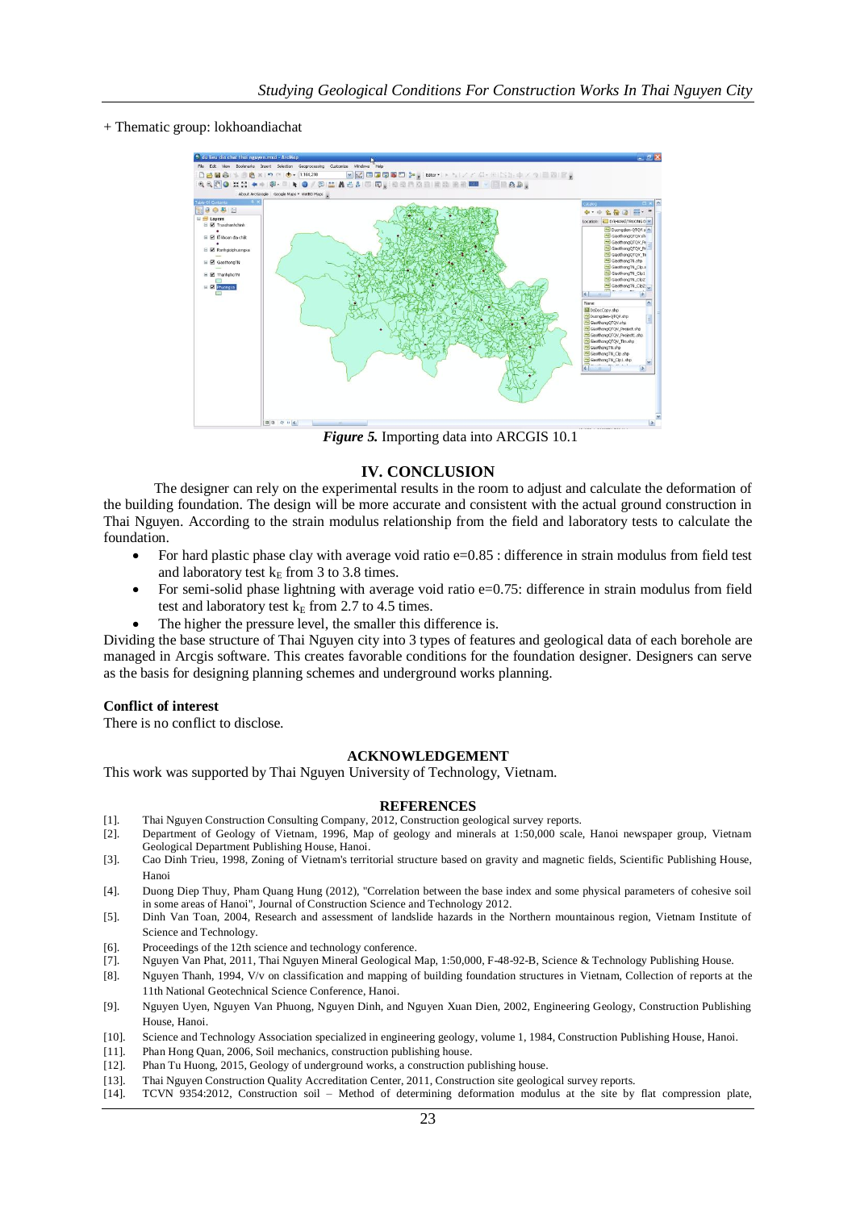+ Thematic group: lokhoandiachat

*Figure 5.* Importing data into ARCGIS 10.1

## IV. CONCLUSION

The designer can rely on the experimental results in the room to adjust and calculate the deformation of the building foundation. The design will be more accurate and consistent with the actual ground construction in Thai Nguyen. According to the strain modulus relationship from the field and laboratory tests to calculate the foundation.

- For hard plastic phase clay with average void ratio e=0.85 : difference in strain modulus from field test and laboratory test $k_E$ from 3 to 3.8 times.
- For semi-solid phase lightning with average void ratio e=0.75: difference in strain modulus from field test and laboratory test $k_E$ from 2.7 to 4.5 times.
- The higher the pressure level, the smaller this difference is.

Dividing the base structure of Thai Nguyen city into 3 types of features and geological data of each borehole are managed in Arcgis software. This creates favorable conditions for the foundation designer. Designers can serve as the basis for designing planning schemes and underground works planning.

**Conflict of interest**

There is no conflict to disclose.

## ACKNOWLEDGEMENT

This work was supported by Thai Nguyen University of Technology, Vietnam.

## REFERENCES

[1]. Thai Nguyen Construction Consulting Company, 2012, Construction geological survey reports.

[2]. Department of Geology of Vietnam, 1996, Map of geology and minerals at 1:50,000 scale, Hanoi newspaper group, Vietnam Geological Department Publishing House, Hanoi.

[3]. Cao Dinh Trieu, 1998, Zoning of Vietnam's territorial structure based on gravity and magnetic fields, Scientific Publishing House, Hanoi

[4]. Duong Diep Thuy, Pham Quang Hung (2012), "Correlation between the base index and some physical parameters of cohesive soil in some areas of Hanoi", Journal of Construction Science and Technology 2012.

[5]. Dinh Van Toan, 2004, Research and assessment of landslide hazards in the Northern mountainous region, Vietnam Institute of Science and Technology.

[6]. Proceedings of the 12th science and technology conference.

[7]. Nguyen Van Phat, 2011, Thai Nguyen Mineral Geological Map, 1:50,000, F-48-92-B, Science & Technology Publishing House.

[8]. Nguyen Thanh, 1994, V/v on classification and mapping of building foundation structures in Vietnam, Collection of reports at the 11th National Geotechnical Science Conference, Hanoi.

[9]. Nguyen Uyen, Nguyen Van Phuong, Nguyen Dinh, and Nguyen Xuan Dien, 2002, Engineering Geology, Construction Publishing House, Hanoi.

[10]. Science and Technology Association specialized in engineering geology, volume 1, 1984, Construction Publishing House, Hanoi.

[11]. Phan Hong Quan, 2006, Soil mechanics, construction publishing house.

[12]. Phan Tu Huong, 2015, Geology of underground works, a construction publishing house.

[13]. Thai Nguyen Construction Quality Accreditation Center, 2011, Construction site geological survey reports.

[14]. TCVN 9354:2012, Construction soil – Method of determining deformation modulus at the site by flat compression plate,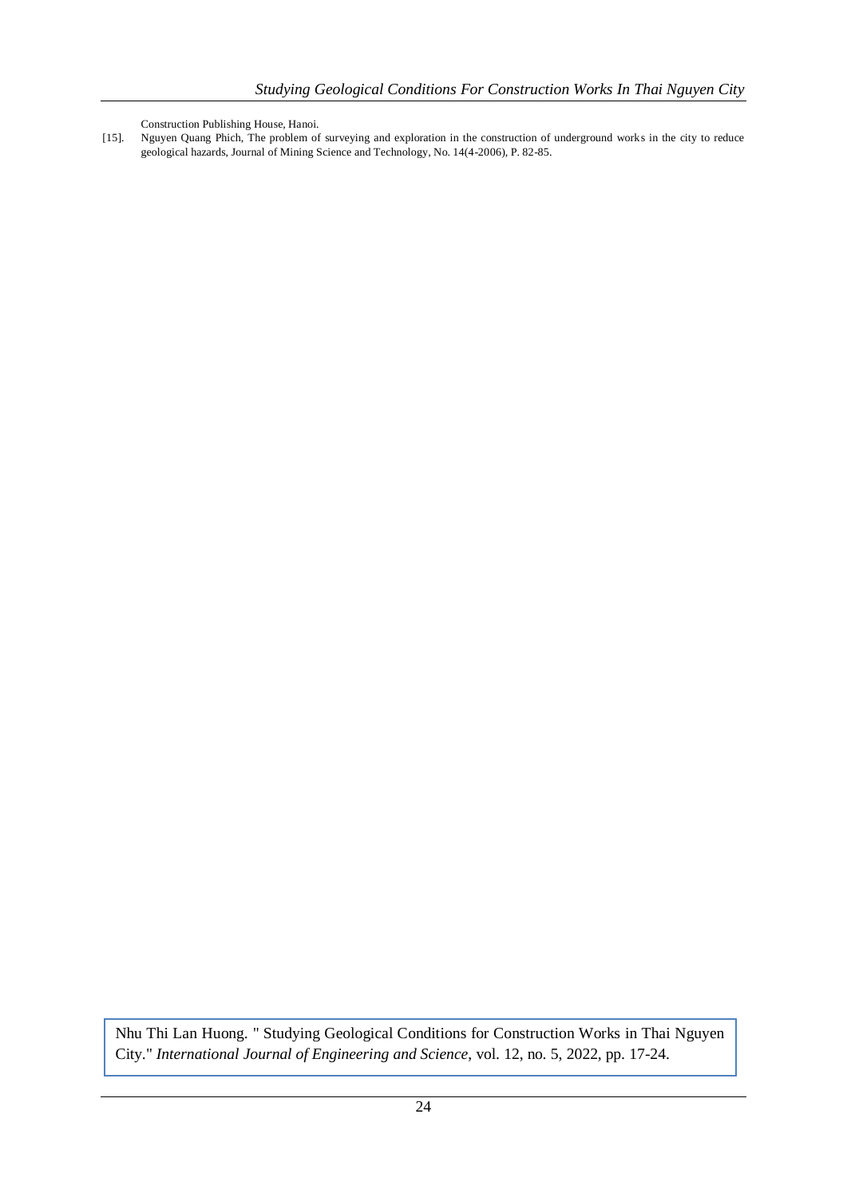Construction Publishing House, Hanoi.

[15]. Nguyen Quang Phich, The problem of surveying and exploration in the construction of underground works in the city to reduce geological hazards, Journal of Mining Science and Technology, No. 14(4-2006), P. 82-85.

Nhu Thi Lan Huong. " Studying Geological Conditions for Construction Works in Thai Nguyen City." *International Journal of Engineering and Science*, vol. 12, no. 5, 2022, pp. 17-24.